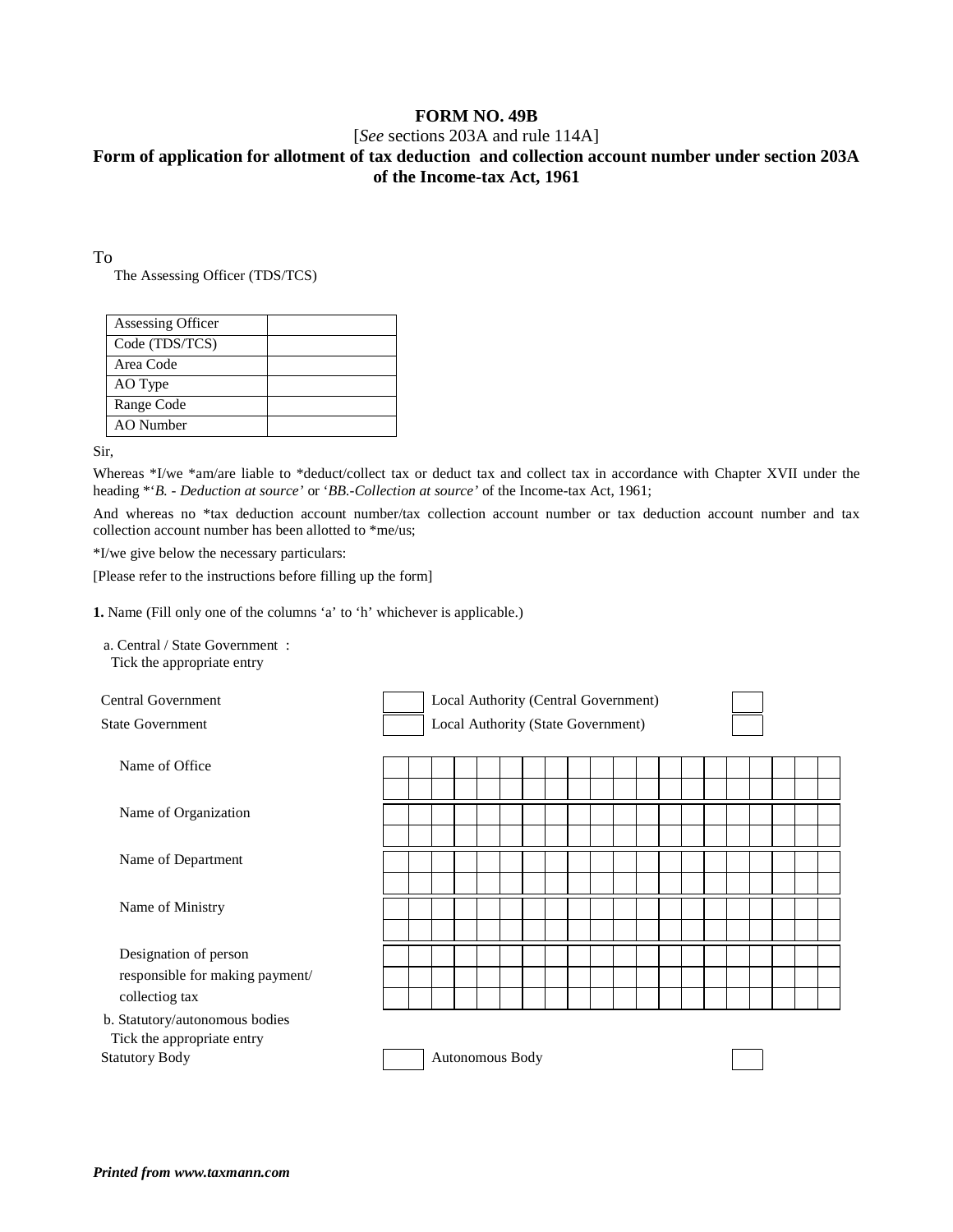**FORM NO. 49B**

[*See* sections 203A and rule 114A]

**Form of application for allotment of tax deduction and collection account number under section 203A of the Income-tax Act, 1961**

To

The Assessing Officer (TDS/TCS)

| Assessing Officer | |
|---|---|
| Code (TDS/TCS) | |
| Area Code | |
| AO Type | |
| Range Code | |
| AO Number | |

Sir,

Whereas *I/we *am/are liable to *deduct/collect tax or deduct tax and collect tax in accordance with Chapter XVII under the heading *'*B. - Deduction at source'* or '*BB.-Collection at source'* of the Income-tax Act, 1961;

And whereas no *tax deduction account number/tax collection account number or tax deduction account number and tax collection account number has been allotted to *me/us;

*I/we give below the necessary particulars:

[Please refer to the instructions before filling up the form]

**1.** Name (Fill only one of the columns 'a' to 'h' whichever is applicable.)

a. Central / State Government :
Tick the appropriate entry

| | | | |
|---|---|---|---|
| Central Government | ☐ | Local Authority (Central Government) | ☐ |
| State Government | ☐ | Local Authority (State Government) | ☐ |

Name of Office

Name of Organization

Name of Department

Name of Ministry

Designation of person responsible for making payment/ collectiog tax

b. Statutory/autonomous bodies
Tick the appropriate entry

| | | | |
|---|---|---|---|
| Statutory Body | ☐ | Autonomous Body | ☐ |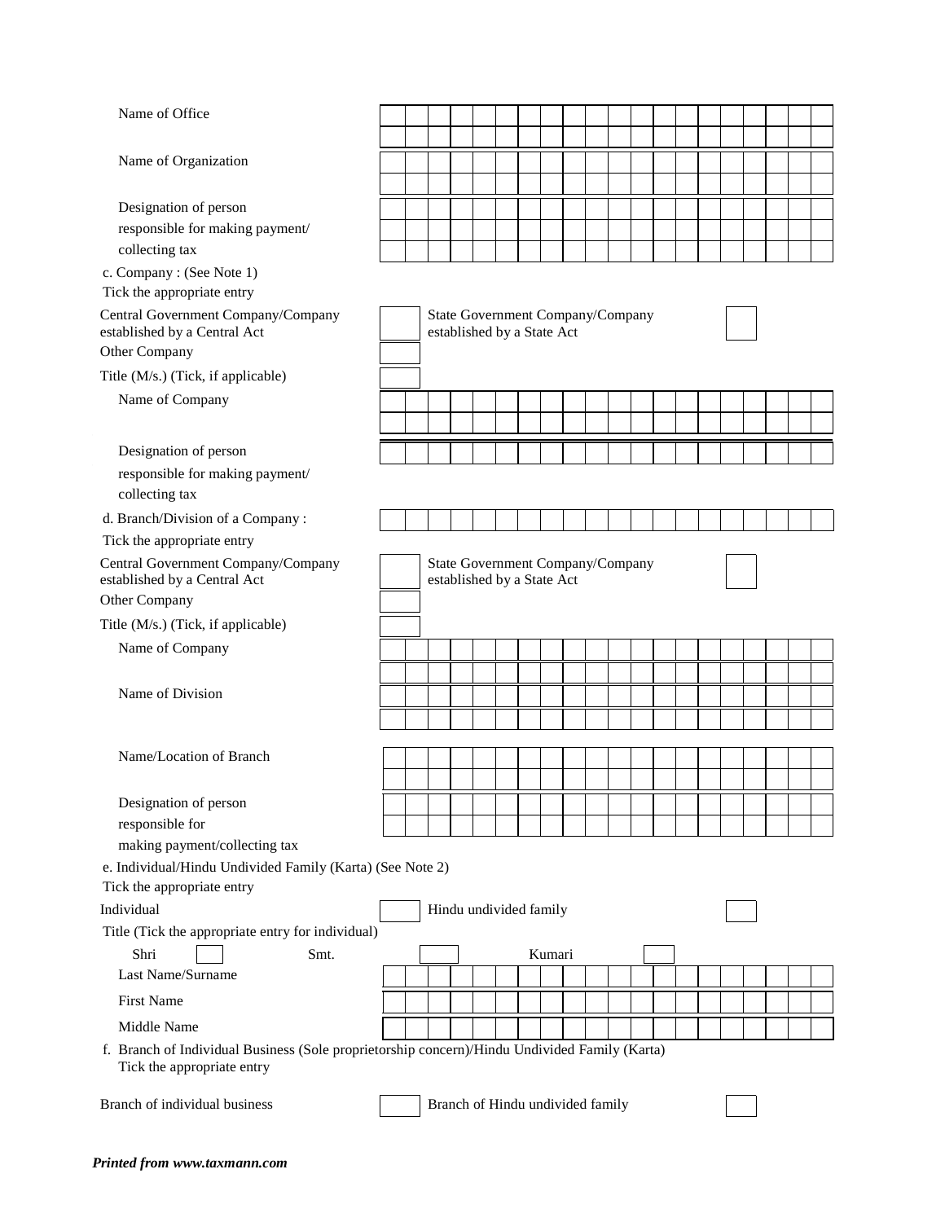Name of Office

Name of Organization

Designation of person responsible for making payment/ collecting tax

c. Company : (See Note 1)

Tick the appropriate entry

Central Government Company/Company established by a Central Act ☐ State Government Company/Company established by a State Act ☐

Other Company ☐

Title (M/s.) (Tick, if applicable) ☐

Name of Company

Designation of person responsible for making payment/ collecting tax

d. Branch/Division of a Company :

Tick the appropriate entry

Central Government Company/Company established by a Central Act ☐ State Government Company/Company established by a State Act ☐

Other Company ☐

Title (M/s.) (Tick, if applicable) ☐

Name of Company

Name of Division

Name/Location of Branch

Designation of person responsible for making payment/collecting tax

e. Individual/Hindu Undivided Family (Karta) (See Note 2)

Tick the appropriate entry

Individual ☐ Hindu undivided family ☐

Title (Tick the appropriate entry for individual)

Shri ☐ Smt. ☐ Kumari ☐

Last Name/Surname

First Name

Middle Name

f. Branch of Individual Business (Sole proprietorship concern)/Hindu Undivided Family (Karta)

Tick the appropriate entry

Branch of individual business ☐ Branch of Hindu undivided family ☐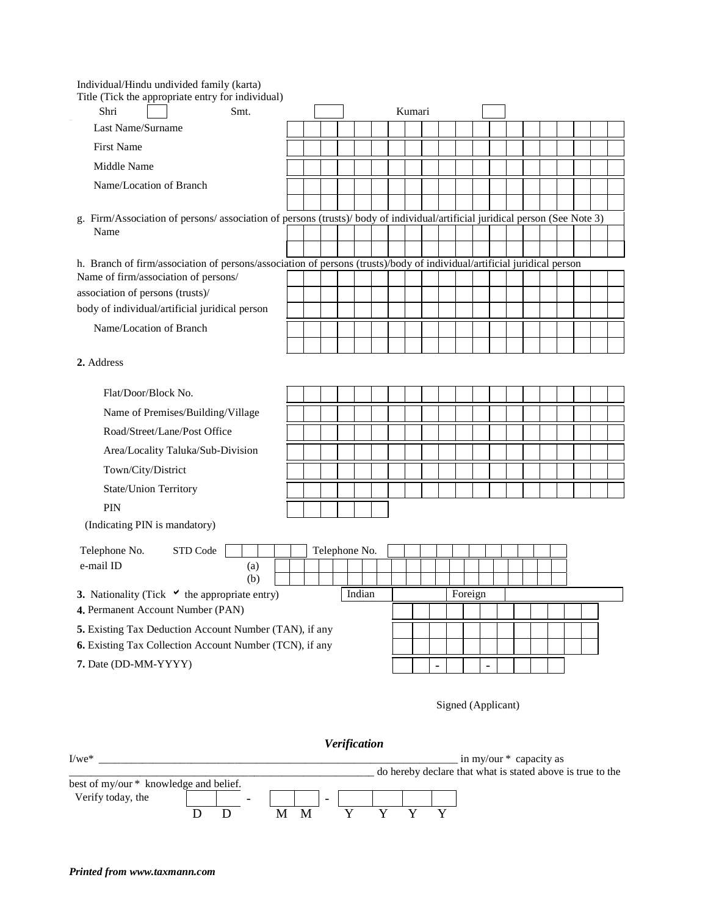Individual/Hindu undivided family (karta)

Title (Tick the appropriate entry for individual)

Shri ☐ Smt. ☐ Kumari ☐

Last Name/Surname

First Name

Middle Name

Name/Location of Branch

g. Firm/Association of persons/ association of persons (trusts)/ body of individual/artificial juridical person (See Note 3)

Name

h. Branch of firm/association of persons/association of persons (trusts)/body of individual/artificial juridical person

Name of firm/association of persons/ association of persons (trusts)/ body of individual/artificial juridical person

Name/Location of Branch

**2.** Address

Flat/Door/Block No.

Name of Premises/Building/Village

Road/Street/Lane/Post Office

Area/Locality Taluka/Sub-Division

Town/City/District

State/Union Territory

PIN

(Indicating PIN is mandatory)

Telephone No. STD Code Telephone No.

e-mail ID (a)

(b)

**3.** Nationality (Tick ✓ the appropriate entry) Indian ☐ Foreign ☐

**4.** Permanent Account Number (PAN)

**5.** Existing Tax Deduction Account Number (TAN), if any

**6.** Existing Tax Collection Account Number (TCN), if any

**7.** Date (DD-MM-YYYY) - -

Signed (Applicant)

### *Verification*

I/we* ______________________________________________________________________ in my/our * capacity as ____________________________________________________________ do hereby declare that what is stated above is true to the best of my/our * knowledge and belief.

Verify today, the D D - M M - Y Y Y Y

***Printed from www.taxmann.com***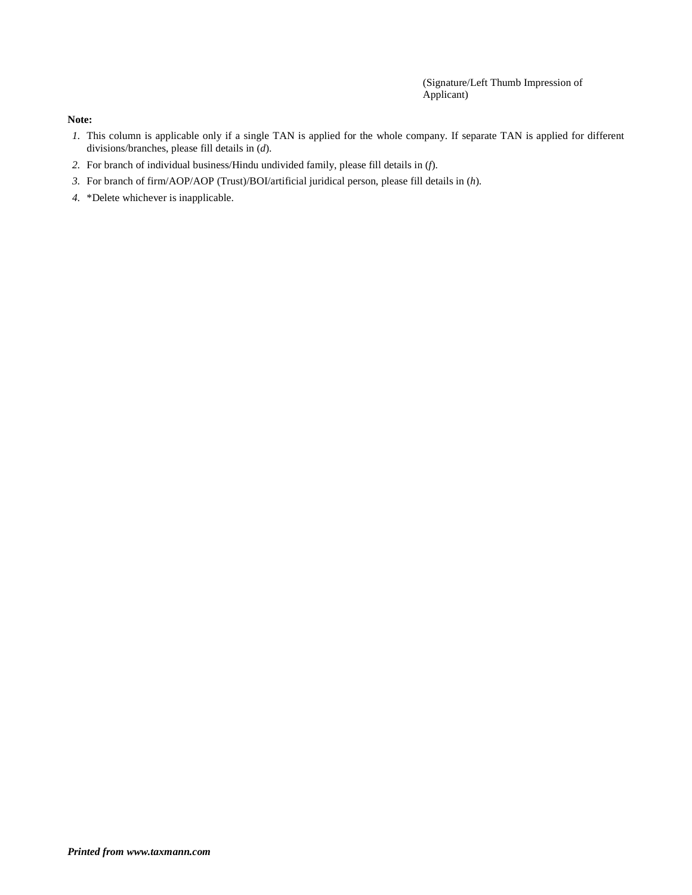(Signature/Left Thumb Impression of Applicant)

**Note:**

*1.* This column is applicable only if a single TAN is applied for the whole company. If separate TAN is applied for different divisions/branches, please fill details in (*d*).

*2.* For branch of individual business/Hindu undivided family, please fill details in (*f*).

*3.* For branch of firm/AOP/AOP (Trust)/BOI/artificial juridical person, please fill details in (*h*).

*4.* *Delete whichever is inapplicable.